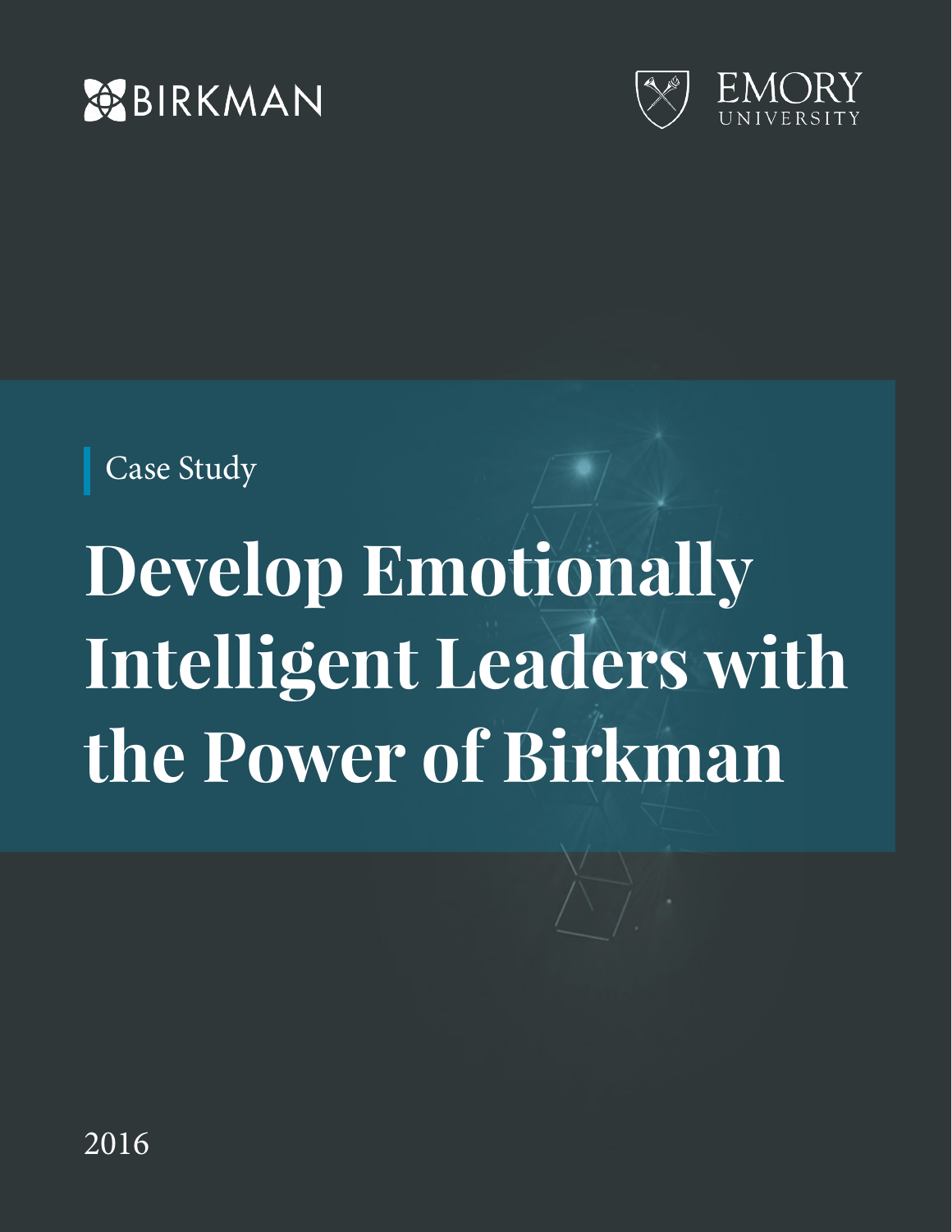BIRKMAN

EMORY UNIVERSITY

Case Study

# Develop Emotionally Intelligent Leaders with the Power of Birkman

2016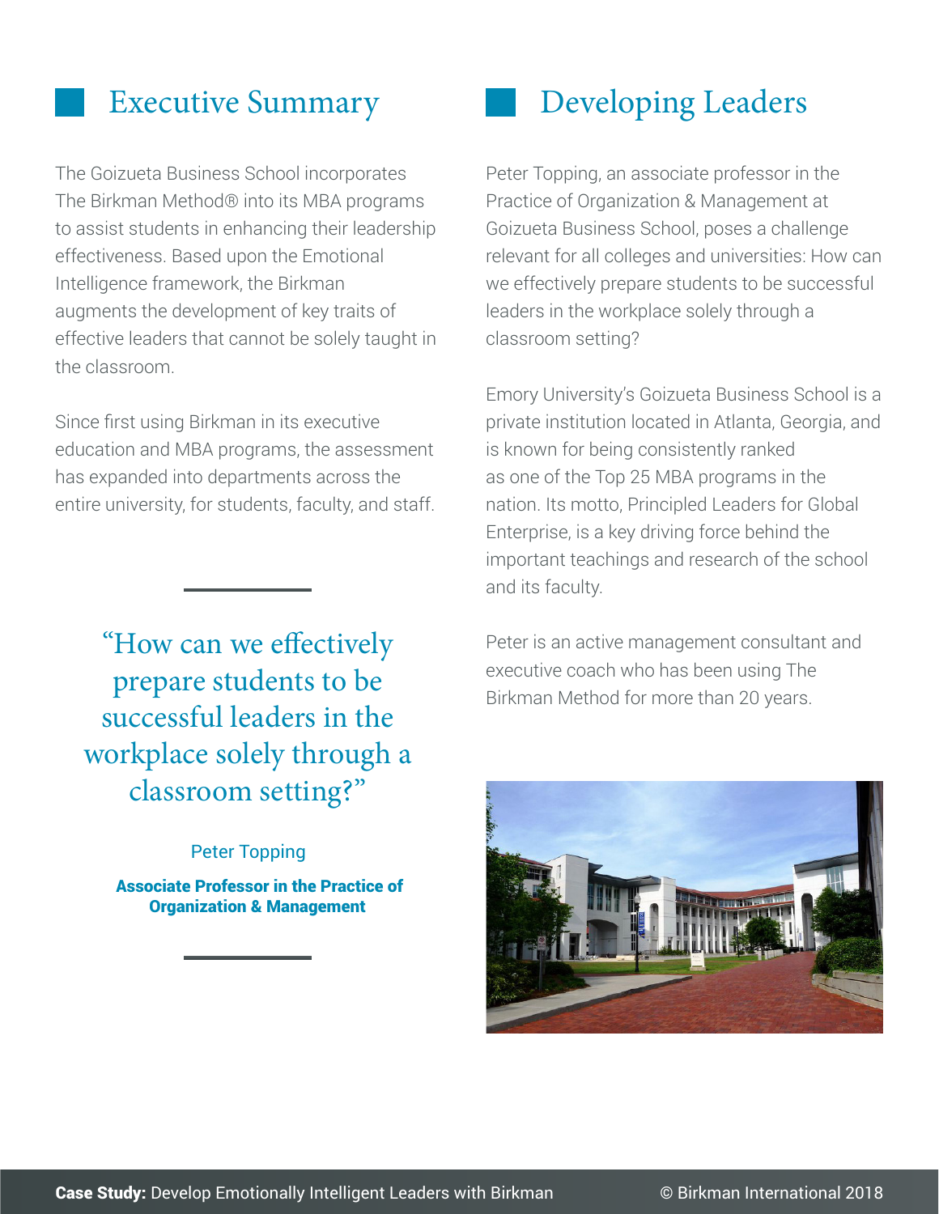## Executive Summary

The Goizueta Business School incorporates The Birkman Method® into its MBA programs to assist students in enhancing their leadership effectiveness. Based upon the Emotional Intelligence framework, the Birkman augments the development of key traits of effective leaders that cannot be solely taught in the classroom.

Since first using Birkman in its executive education and MBA programs, the assessment has expanded into departments across the entire university, for students, faculty, and staff.

> "How can we effectively prepare students to be successful leaders in the workplace solely through a classroom setting?"
>
> Peter Topping
>
> **Associate Professor in the Practice of Organization & Management**

## Developing Leaders

Peter Topping, an associate professor in the Practice of Organization & Management at Goizueta Business School, poses a challenge relevant for all colleges and universities: How can we effectively prepare students to be successful leaders in the workplace solely through a classroom setting?

Emory University's Goizueta Business School is a private institution located in Atlanta, Georgia, and is known for being consistently ranked as one of the Top 25 MBA programs in the nation. Its motto, Principled Leaders for Global Enterprise, is a key driving force behind the important teachings and research of the school and its faculty.

Peter is an active management consultant and executive coach who has been using The Birkman Method for more than 20 years.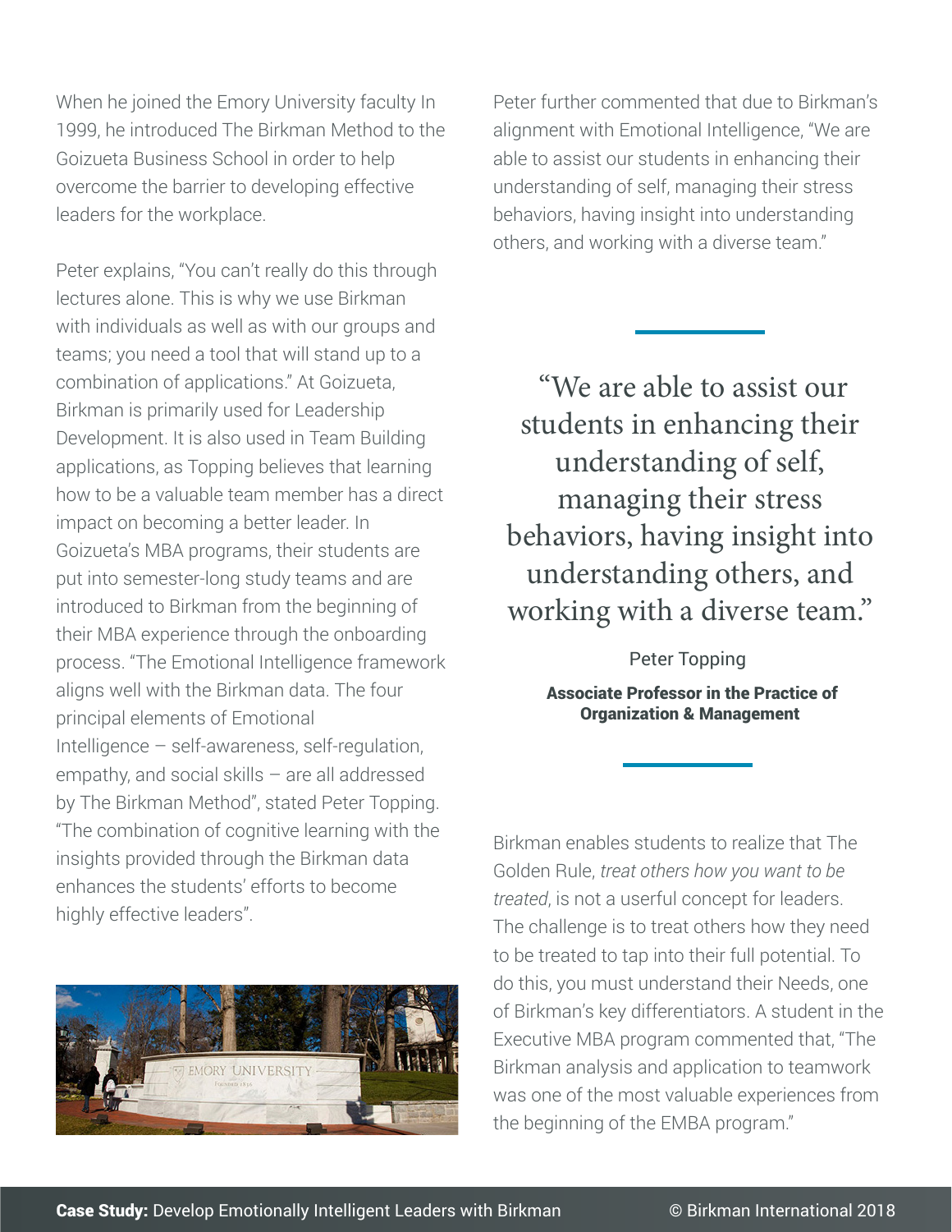When he joined the Emory University faculty In 1999, he introduced The Birkman Method to the Goizueta Business School in order to help overcome the barrier to developing effective leaders for the workplace.

Peter explains, "You can't really do this through lectures alone. This is why we use Birkman with individuals as well as with our groups and teams; you need a tool that will stand up to a combination of applications." At Goizueta, Birkman is primarily used for Leadership Development. It is also used in Team Building applications, as Topping believes that learning how to be a valuable team member has a direct impact on becoming a better leader. In Goizueta's MBA programs, their students are put into semester-long study teams and are introduced to Birkman from the beginning of their MBA experience through the onboarding process. "The Emotional Intelligence framework aligns well with the Birkman data. The four principal elements of Emotional Intelligence – self-awareness, self-regulation, empathy, and social skills – are all addressed by The Birkman Method", stated Peter Topping. "The combination of cognitive learning with the insights provided through the Birkman data enhances the students' efforts to become highly effective leaders".

Peter further commented that due to Birkman's alignment with Emotional Intelligence, "We are able to assist our students in enhancing their understanding of self, managing their stress behaviors, having insight into understanding others, and working with a diverse team."

> "We are able to assist our students in enhancing their understanding of self, managing their stress behaviors, having insight into understanding others, and working with a diverse team."
>
> Peter Topping
>
> **Associate Professor in the Practice of Organization & Management**

Birkman enables students to realize that The Golden Rule, *treat others how you want to be treated*, is not a userful concept for leaders. The challenge is to treat others how they need to be treated to tap into their full potential. To do this, you must understand their Needs, one of Birkman's key differentiators. A student in the Executive MBA program commented that, "The Birkman analysis and application to teamwork was one of the most valuable experiences from the beginning of the EMBA program."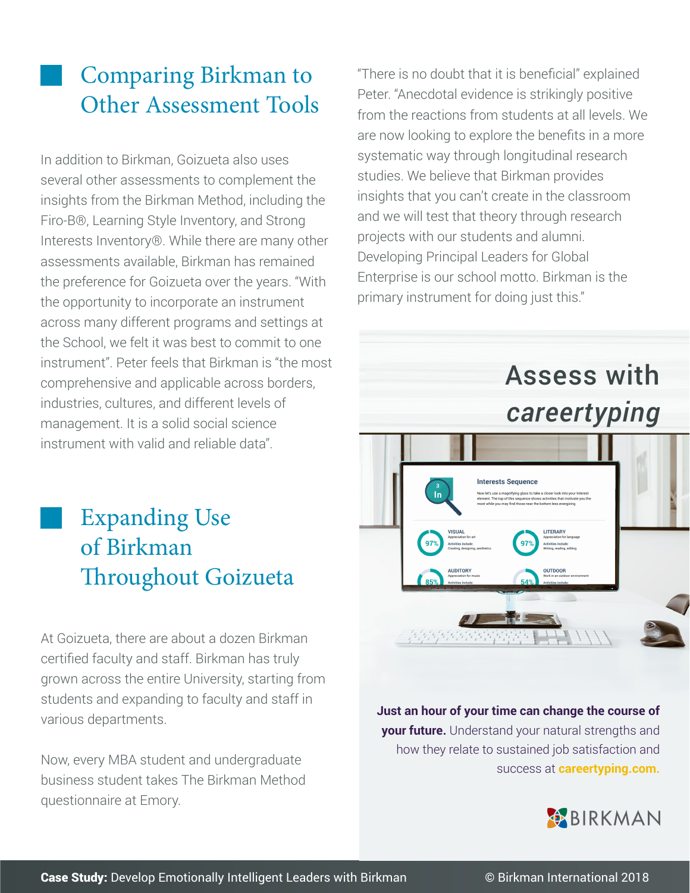## Comparing Birkman to Other Assessment Tools

In addition to Birkman, Goizueta also uses several other assessments to complement the insights from the Birkman Method, including the Firo-B®, Learning Style Inventory, and Strong Interests Inventory®. While there are many other assessments available, Birkman has remained the preference for Goizueta over the years. "With the opportunity to incorporate an instrument across many different programs and settings at the School, we felt it was best to commit to one instrument". Peter feels that Birkman is "the most comprehensive and applicable across borders, industries, cultures, and different levels of management. It is a solid social science instrument with valid and reliable data".

## Expanding Use of Birkman Throughout Goizueta

At Goizueta, there are about a dozen Birkman certified faculty and staff. Birkman has truly grown across the entire University, starting from students and expanding to faculty and staff in various departments.

Now, every MBA student and undergraduate business student takes The Birkman Method questionnaire at Emory.

"There is no doubt that it is beneficial" explained Peter. "Anecdotal evidence is strikingly positive from the reactions from students at all levels. We are now looking to explore the benefits in a more systematic way through longitudinal research studies. We believe that Birkman provides insights that you can't create in the classroom and we will test that theory through research projects with our students and alumni. Developing Principal Leaders for Global Enterprise is our school motto. Birkman is the primary instrument for doing just this."

Assess with *careertyping*

**Just an hour of your time can change the course of your future.** Understand your natural strengths and how they relate to sustained job satisfaction and success at **careertyping.com.**

BIRKMAN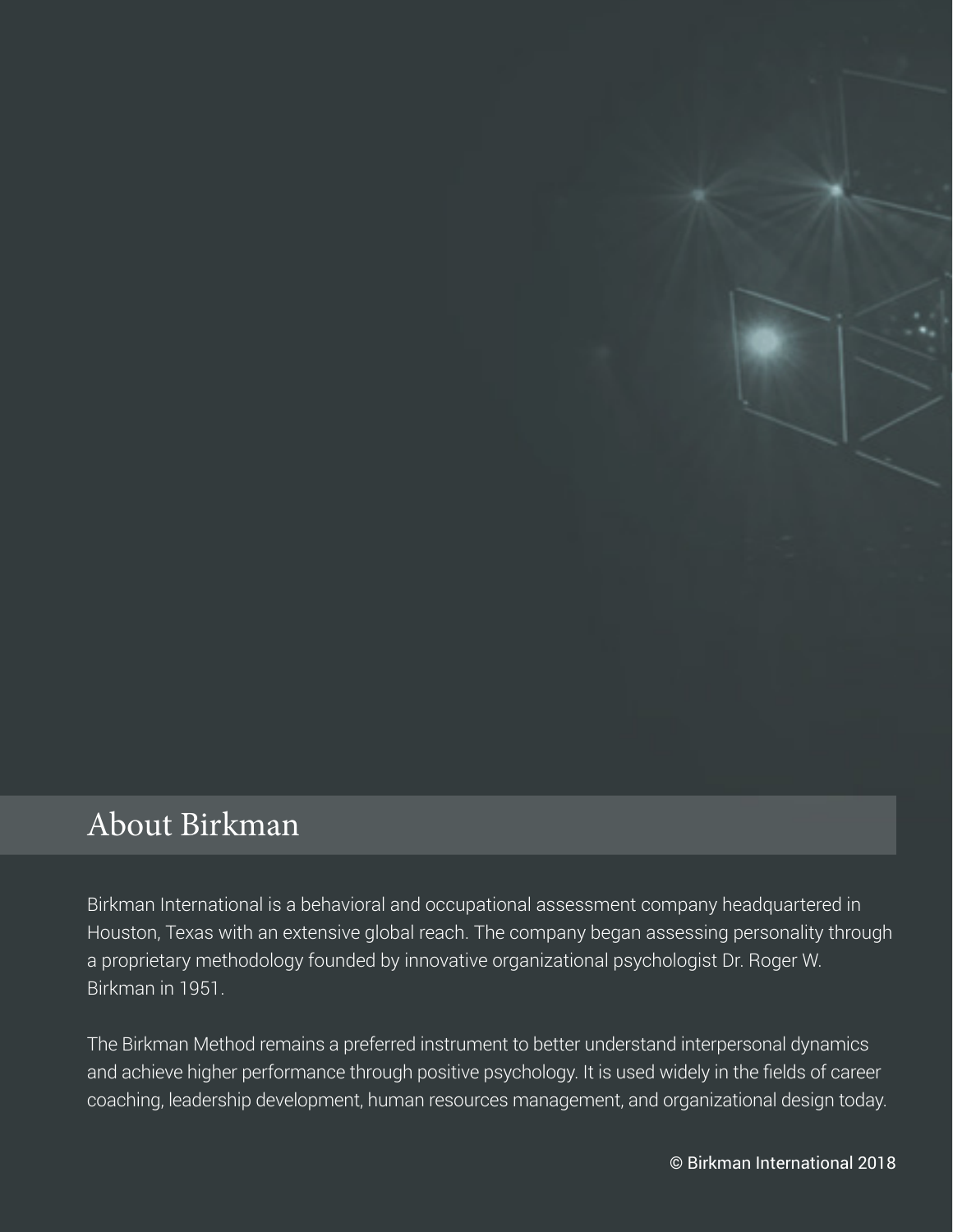## About Birkman

Birkman International is a behavioral and occupational assessment company headquartered in Houston, Texas with an extensive global reach. The company began assessing personality through a proprietary methodology founded by innovative organizational psychologist Dr. Roger W. Birkman in 1951.

The Birkman Method remains a preferred instrument to better understand interpersonal dynamics and achieve higher performance through positive psychology. It is used widely in the fields of career coaching, leadership development, human resources management, and organizational design today.

© Birkman International 2018